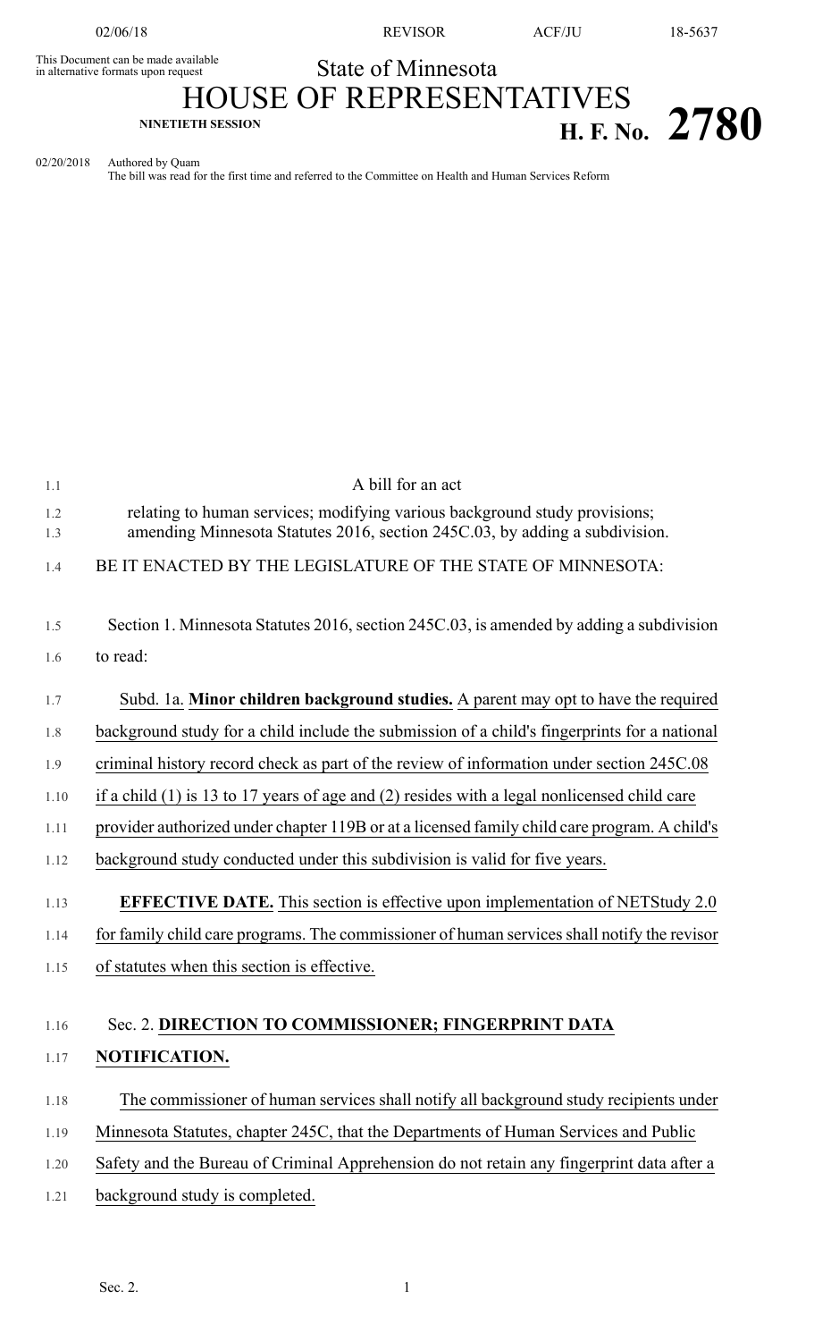This Document can be made available in alternative formats upon request

State of Minnesota

# HOUSE OF REPRESENTATIVES

**NINETIETH SESSION**

# H. F. No. 2780

02/20/2018 Authored by Quam
The bill was read for the first time and referred to the Committee on Health and Human Services Reform

A bill for an act

relating to human services; modifying various background study provisions; amending Minnesota Statutes 2016, section 245C.03, by adding a subdivision.

BE IT ENACTED BY THE LEGISLATURE OF THE STATE OF MINNESOTA:

Section 1. Minnesota Statutes 2016, section 245C.03, is amended by adding a subdivision to read:

Subd. 1a. **Minor children background studies.** A parent may opt to have the required background study for a child include the submission of a child's fingerprints for a national criminal history record check as part of the review of information under section 245C.08 if a child (1) is 13 to 17 years of age and (2) resides with a legal nonlicensed child care provider authorized under chapter 119B or at a licensed family child care program. A child's background study conducted under this subdivision is valid for five years.

**EFFECTIVE DATE.** This section is effective upon implementation of NETStudy 2.0 for family child care programs. The commissioner of human services shall notify the revisor of statutes when this section is effective.

Sec. 2. **DIRECTION TO COMMISSIONER; FINGERPRINT DATA NOTIFICATION.**

The commissioner of human services shall notify all background study recipients under Minnesota Statutes, chapter 245C, that the Departments of Human Services and Public Safety and the Bureau of Criminal Apprehension do not retain any fingerprint data after a background study is completed.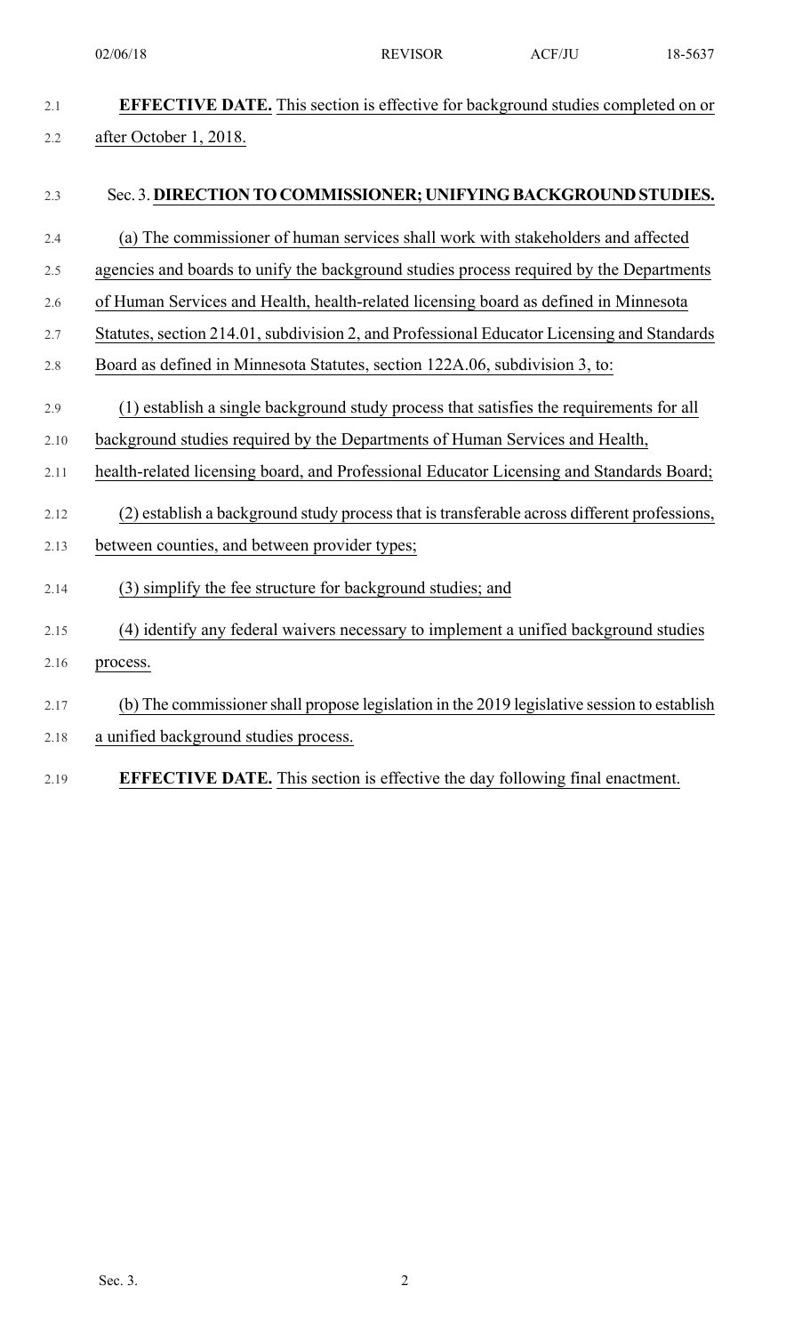**EFFECTIVE DATE.** This section is effective for background studies completed on or after October 1, 2018.

Sec. 3. **DIRECTION TO COMMISSIONER; UNIFYING BACKGROUND STUDIES.**

(a) The commissioner of human services shall work with stakeholders and affected agencies and boards to unify the background studies process required by the Departments of Human Services and Health, health-related licensing board as defined in Minnesota Statutes, section 214.01, subdivision 2, and Professional Educator Licensing and Standards Board as defined in Minnesota Statutes, section 122A.06, subdivision 3, to:

(1) establish a single background study process that satisfies the requirements for all background studies required by the Departments of Human Services and Health, health-related licensing board, and Professional Educator Licensing and Standards Board;

(2) establish a background study process that is transferable across different professions, between counties, and between provider types;

(3) simplify the fee structure for background studies; and

(4) identify any federal waivers necessary to implement a unified background studies process.

(b) The commissioner shall propose legislation in the 2019 legislative session to establish a unified background studies process.

**EFFECTIVE DATE.** This section is effective the day following final enactment.